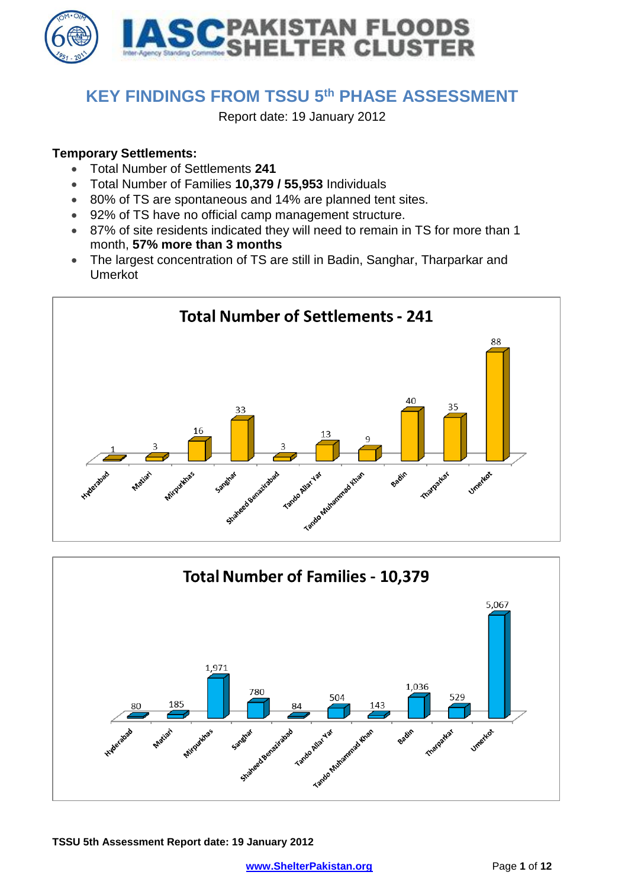# KEY FINDINGS FROM TSSU 5th PHASE ASSESSMENT

Report date: 19 January 2012

**Temporary Settlements:**

- Total Number of Settlements **241**
- Total Number of Families **10,379 / 55,953** Individuals
- 80% of TS are spontaneous and 14% are planned tent sites.
- 92% of TS have no official camp management structure.
- 87% of site residents indicated they will need to remain in TS for more than 1 month, **57% more than 3 months**
- The largest concentration of TS are still in Badin, Sanghar, Tharparkar and Umerkot

**Total Number of Settlements - 241**

| District | Settlements |
|---|---|
| Hyderabad | 1 |
| Matiari | 3 |
| Mirpurkhas | 16 |
| Sanghar | 33 |
| Shaheed Benazirabad | 3 |
| Tando Allar Yar | 13 |
| Tando Muhammad Khan | 9 |
| Badin | 40 |
| Tharparkar | 35 |
| Umerkot | 88 |

**Total Number of Families - 10,379**

| District | Families |
|---|---|
| Hyderabad | 80 |
| Matiari | 185 |
| Mirpurkhas | 1,971 |
| Sanghar | 780 |
| Shaheed Benazirabad | 84 |
| Tando Allar Yar | 504 |
| Tando Muhammad Khan | 143 |
| Badin | 1,036 |
| Tharparkar | 529 |
| Umerkot | 5,067 |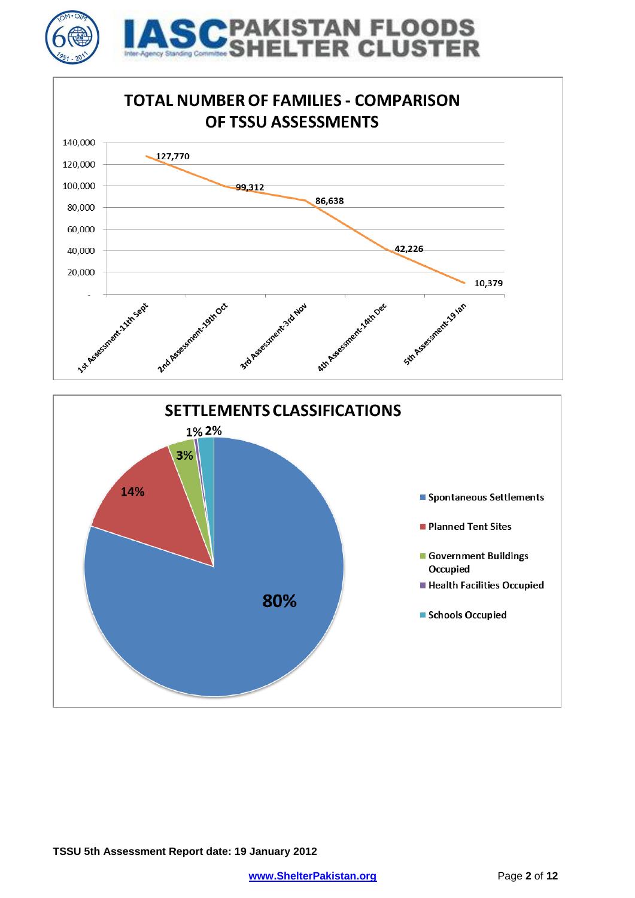## TOTAL NUMBER OF FAMILIES - COMPARISON OF TSSU ASSESSMENTS

| Assessment | Total Number of Families |
|---|---|
| 1st Assessment-11th Sept | 127,770 |
| 2nd Assessment-19th Oct | 99,312 |
| 3rd Assessment-3rd Nov | 86,638 |
| 4th Assessment-14th Dec | 42,226 |
| 5th Assessment-19 Jan | 10,379 |

## SETTLEMENTS CLASSIFICATIONS

| Classification | Percentage |
|---|---|
| Spontaneous Settlements | 80% |
| Planned Tent Sites | 14% |
| Government Buildings Occupied | 3% |
| Health Facilities Occupied | 1% |
| Schools Occupied | 2% |

**TSSU 5th Assessment Report date: 19 January 2012**

www.ShelterPakistan.org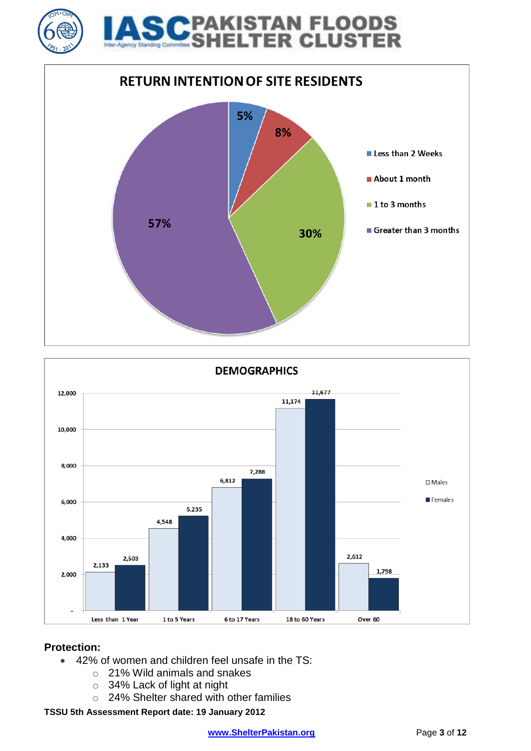## RETURN INTENTION OF SITE RESIDENTS

| Return intention | Percentage |
|---|---|
| Less than 2 Weeks | 5% |
| About 1 month | 8% |
| 1 to 3 months | 30% |
| Greater than 3 months | 57% |

## DEMOGRAPHICS

| Age group | Males | Females |
|---|---|---|
| Less than 1 Year | 2,133 | 2,503 |
| 1 to 5 Years | 4,548 | 5,235 |
| 6 to 17 Years | 6,812 | 7,288 |
| 18 to 60 Years | 11,174 | 11,677 |
| Over 60 | 2,612 | 1,798 |

### Protection:

- 42% of women and children feel unsafe in the TS:
  - 21% Wild animals and snakes
  - 34% Lack of light at night
  - 24% Shelter shared with other families

**TSSU 5th Assessment Report date: 19 January 2012**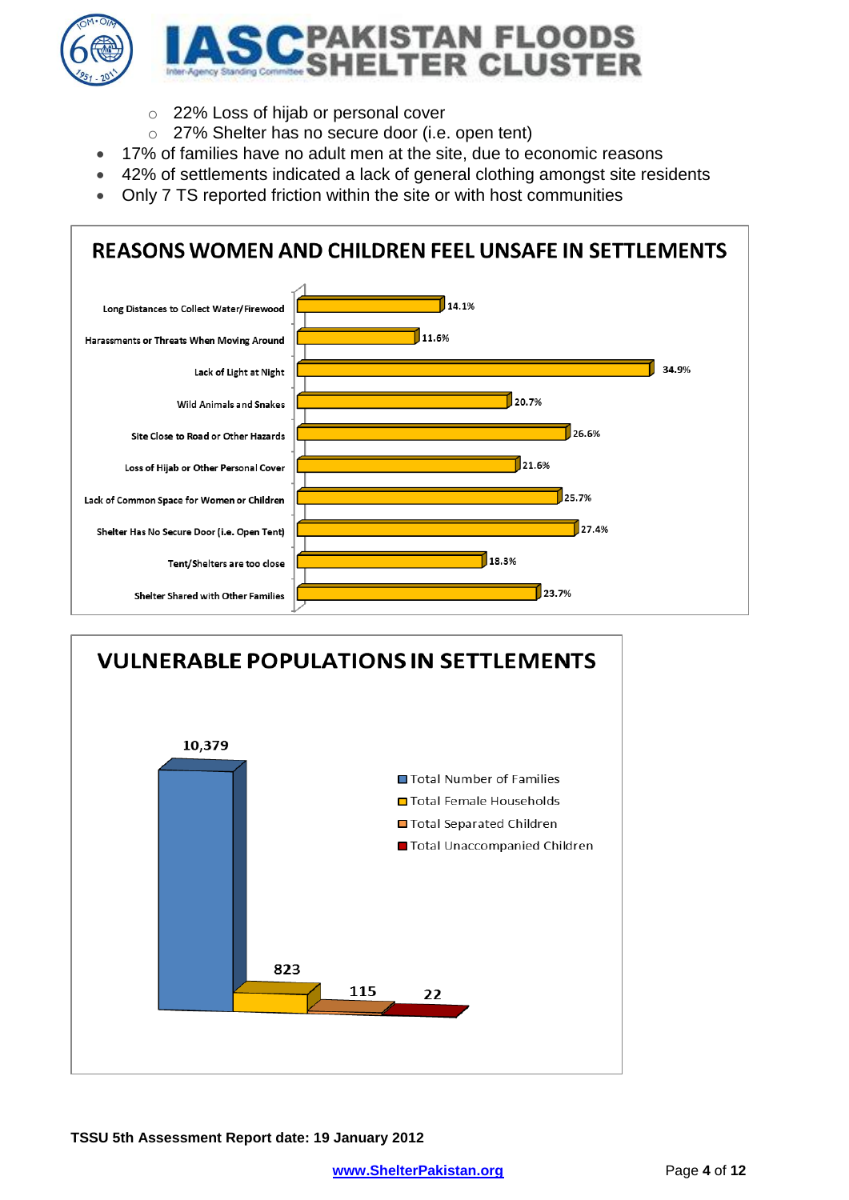- 22% Loss of hijab or personal cover
- 27% Shelter has no secure door (i.e. open tent)

- 17% of families have no adult men at the site, due to economic reasons
- 42% of settlements indicated a lack of general clothing amongst site residents
- Only 7 TS reported friction within the site or with host communities

## REASONS WOMEN AND CHILDREN FEEL UNSAFE IN SETTLEMENTS

| Reason | % |
|---|---|
| Long Distances to Collect Water/Firewood | 14.1% |
| Harassments or Threats When Moving Around | 11.6% |
| Lack of Light at Night | 34.9% |
| Wild Animals and Snakes | 20.7% |
| Site Close to Road or Other Hazards | 26.6% |
| Loss of Hijab or Other Personal Cover | 21.6% |
| Lack of Common Space for Women or Children | 25.7% |
| Shelter Has No Secure Door (i.e. Open Tent) | 27.4% |
| Tent/Shelters are too close | 18.3% |
| Shelter Shared with Other Families | 23.7% |

## VULNERABLE POPULATIONS IN SETTLEMENTS

| Category | Number |
|---|---|
| Total Number of Families | 10,379 |
| Total Female Households | 823 |
| Total Separated Children | 115 |
| Total Unaccompanied Children | 22 |

**TSSU 5th Assessment Report date: 19 January 2012**

www.ShelterPakistan.org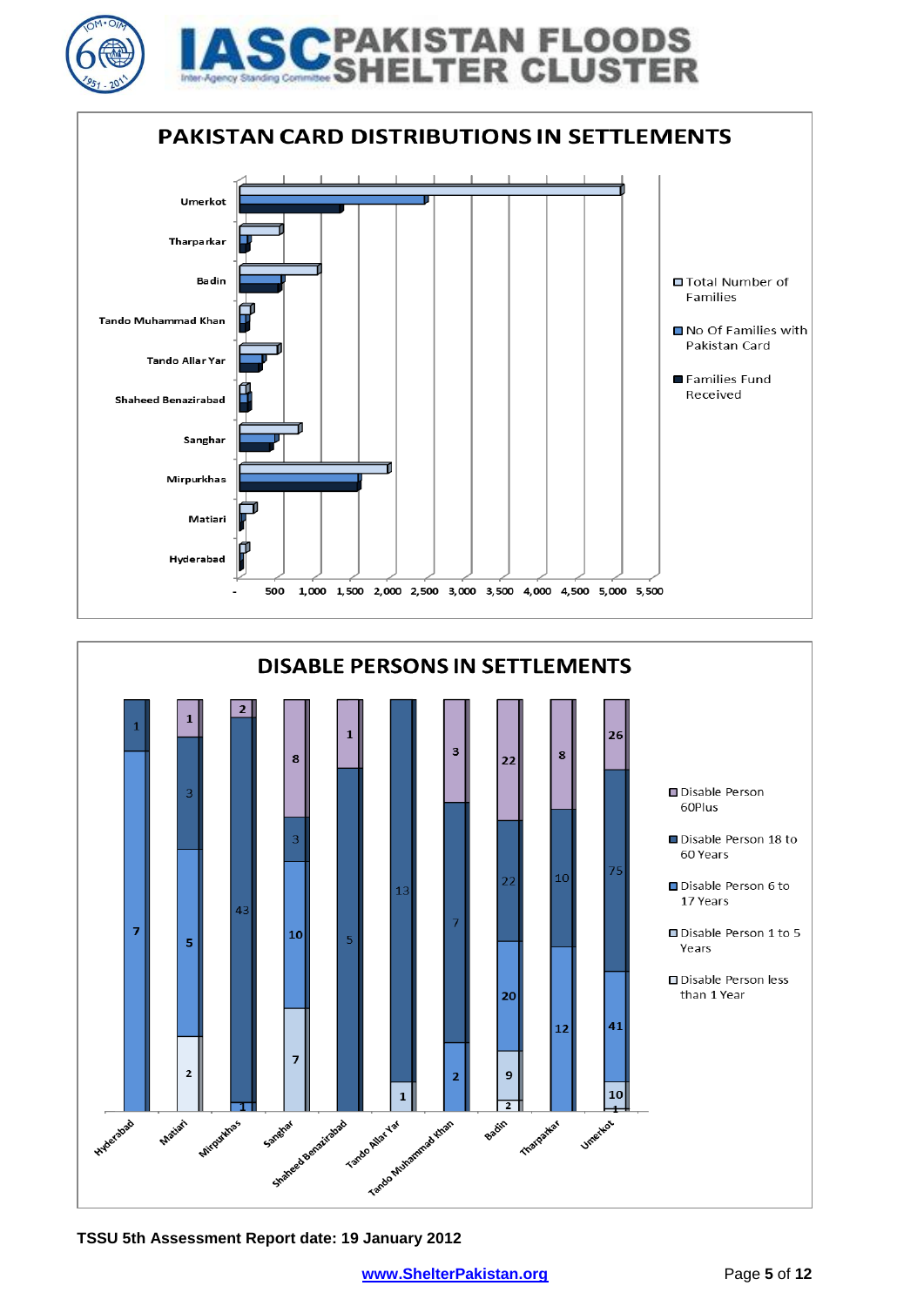# PAKISTAN CARD DISTRIBUTIONS IN SETTLEMENTS

Legend: Total Number of Families; No Of Families with Pakistan Card; Families Fund Received

Settlements: Umerkot, Tharparkar, Badin, Tando Muhammad Khan, Tando Allar Yar, Shaheed Benazirabad, Sanghar, Mirpurkhas, Matiari, Hyderabad

Axis: -, 500, 1,000, 1,500, 2,000, 2,500, 3,000, 3,500, 4,000, 4,500, 5,000, 5,500

# DISABLE PERSONS IN SETTLEMENTS

| Settlement | Disable Person less than 1 Year | Disable Person 1 to 5 Years | Disable Person 6 to 17 Years | Disable Person 18 to 60 Years | Disable Person 60Plus |
|---|---|---|---|---|---|
| Hyderabad | | | 7 | 1 | |
| Matiari | 2 | | 5 | 3 | 1 |
| Mirpurkhas | | | 1 | 43 | 2 |
| Sanghar | | 7 | 10 | 3 | 8 |
| Shaheed Benazirabad | | | | 5 | 1 |
| Tando Allar Yar | 1 | | | 13 | |
| Tando Muhammad Khan | | | 2 | 7 | 3 |
| Badin | 2 | 9 | 20 | 22 | 22 |
| Tharparkar | | | 12 | 10 | 8 |
| Umerkot | 1 | 10 | 41 | 75 | 26 |

**TSSU 5th Assessment Report date: 19 January 2012**

www.ShelterPakistan.org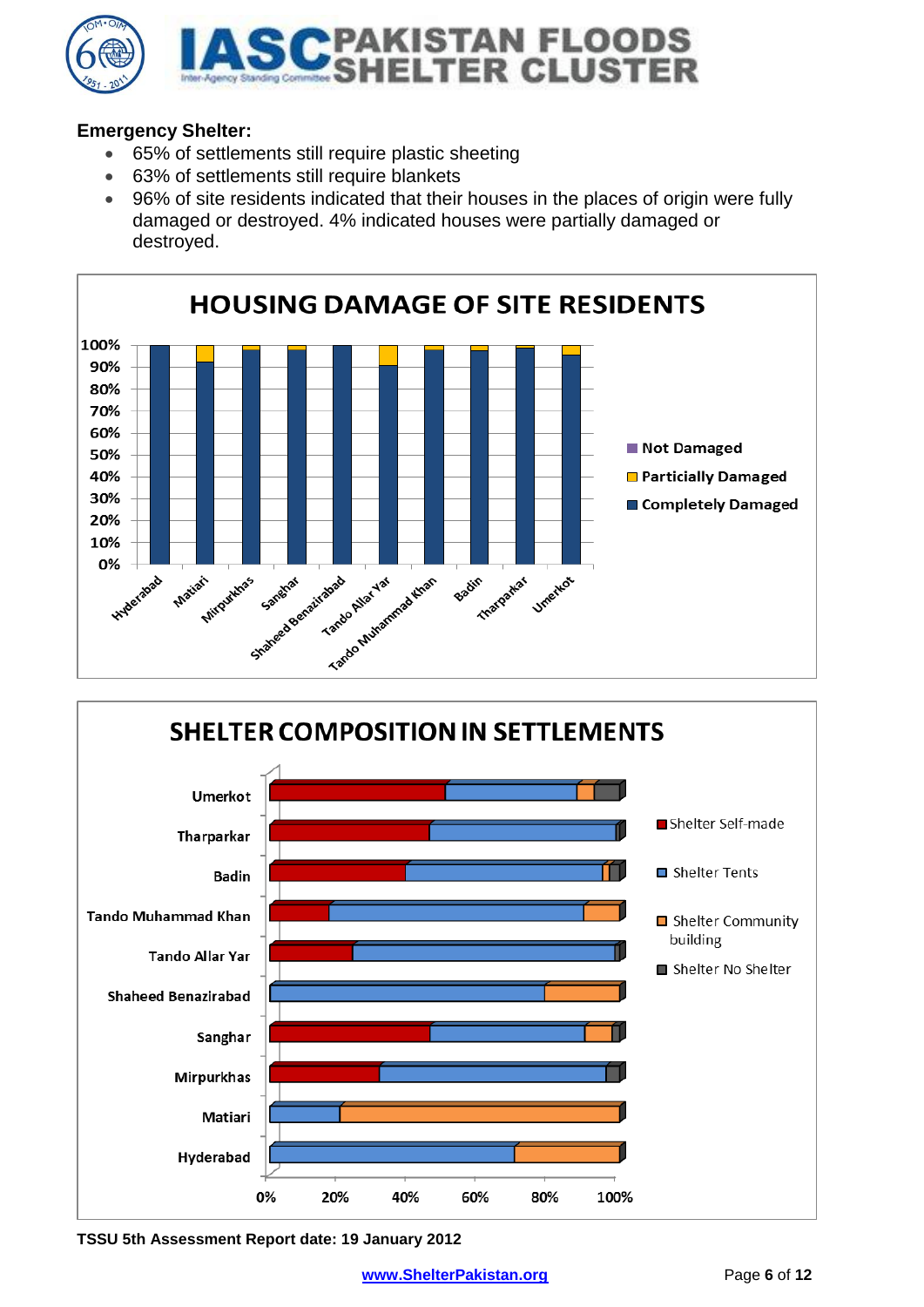**Emergency Shelter:**

- 65% of settlements still require plastic sheeting
- 63% of settlements still require blankets
- 96% of site residents indicated that their houses in the places of origin were fully damaged or destroyed. 4% indicated houses were partially damaged or destroyed.

**HOUSING DAMAGE OF SITE RESIDENTS**

Legend: Not Damaged; Particially Damaged; Completely Damaged

Districts: Hyderabad, Matiari, Mirpurkhas, Sanghar, Shaheed Benazirabad, Tando Allar Yar, Tando Muhammad Khan, Badin, Tharparkar, Umerkot

**SHELTER COMPOSITION IN SETTLEMENTS**

Legend: Shelter Self-made; Shelter Tents; Shelter Community building; Shelter No Shelter

Districts: Umerkot, Tharparkar, Badin, Tando Muhammad Khan, Tando Allar Yar, Shaheed Benazirabad, Sanghar, Mirpurkhas, Matiari, Hyderabad

**TSSU 5th Assessment Report date: 19 January 2012**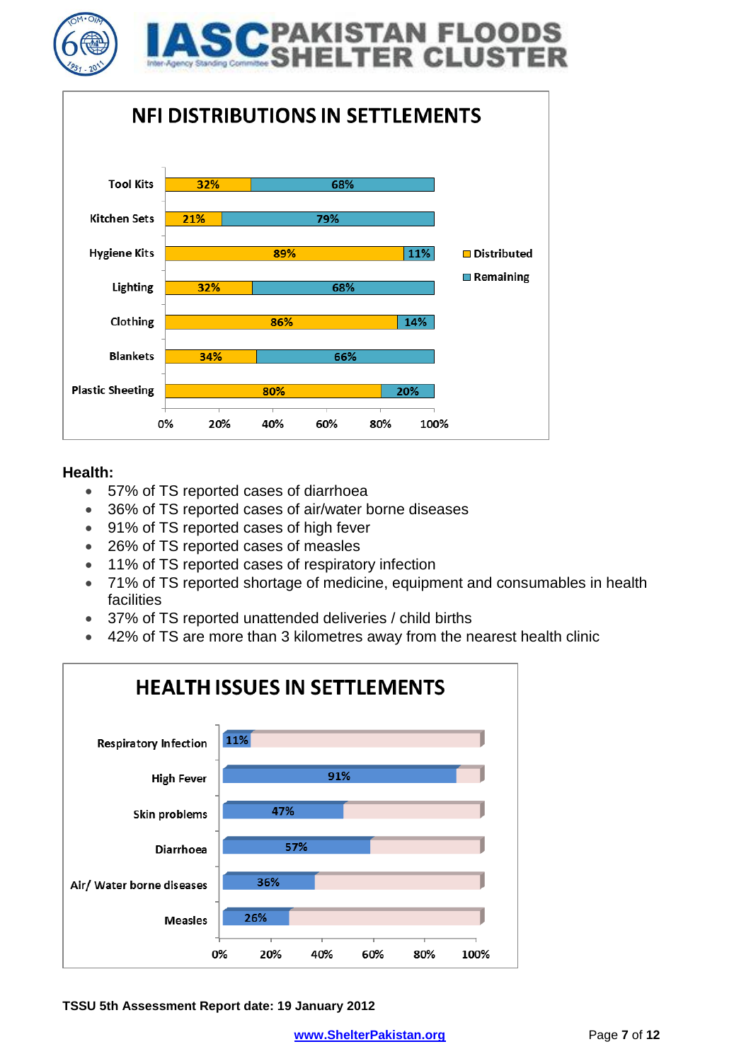## NFI DISTRIBUTIONS IN SETTLEMENTS

| Item | Distributed | Remaining |
|---|---|---|
| Tool Kits | 32% | 68% |
| Kitchen Sets | 21% | 79% |
| Hygiene Kits | 89% | 11% |
| Lighting | 32% | 68% |
| Clothing | 86% | 14% |
| Blankets | 34% | 66% |
| Plastic Sheeting | 80% | 20% |

**Health:**

- 57% of TS reported cases of diarrhoea
- 36% of TS reported cases of air/water borne diseases
- 91% of TS reported cases of high fever
- 26% of TS reported cases of measles
- 11% of TS reported cases of respiratory infection
- 71% of TS reported shortage of medicine, equipment and consumables in health facilities
- 37% of TS reported unattended deliveries / child births
- 42% of TS are more than 3 kilometres away from the nearest health clinic

## HEALTH ISSUES IN SETTLEMENTS

| Health Issue | % |
|---|---|
| Respiratory Infection | 11% |
| High Fever | 91% |
| Skin problems | 47% |
| Diarrhoea | 57% |
| Air/ Water borne diseases | 36% |
| Measles | 26% |

**TSSU 5th Assessment Report date: 19 January 2012**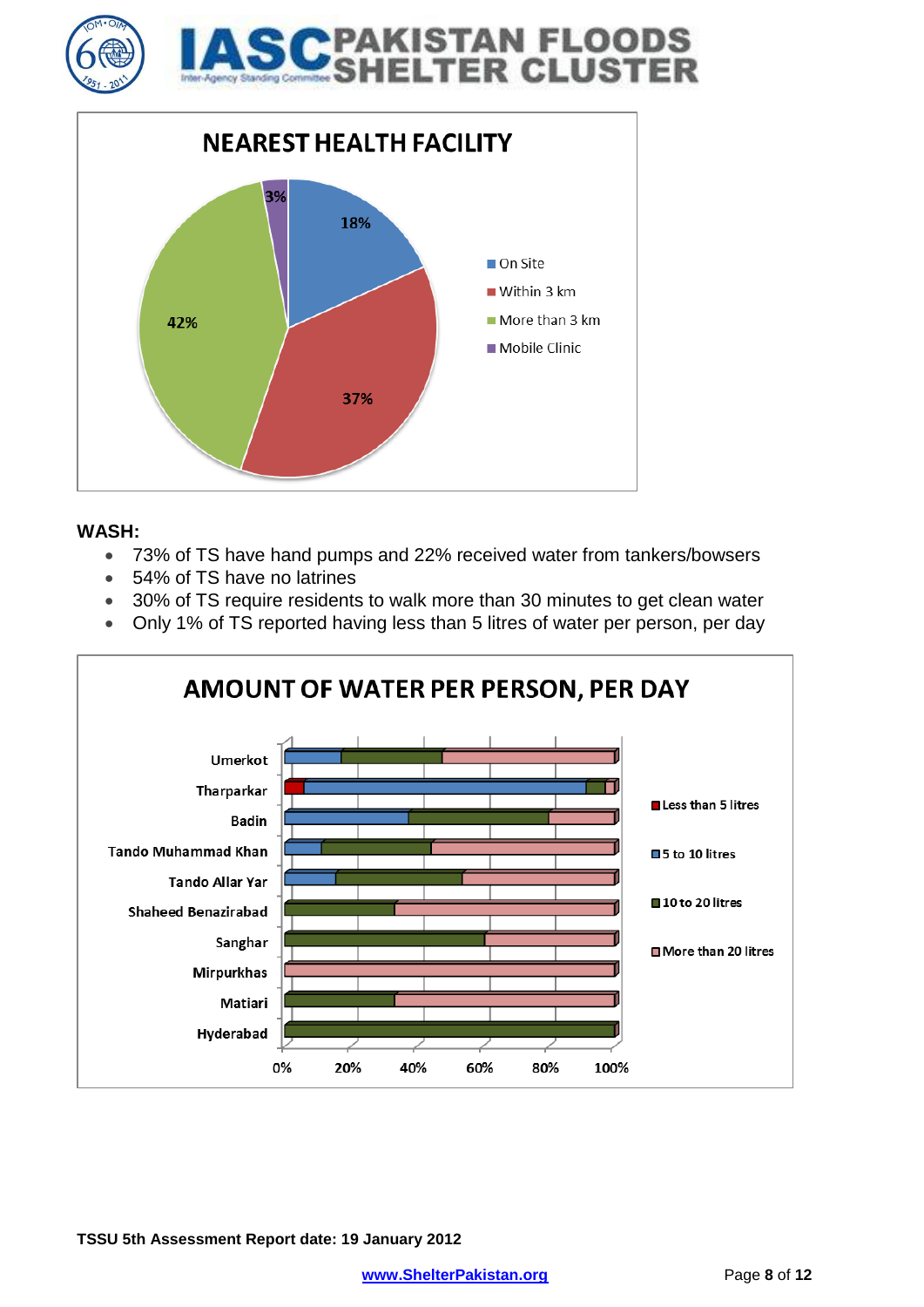## NEAREST HEALTH FACILITY

- On Site: 18%
- Within 3 km: 37%
- More than 3 km: 42%
- Mobile Clinic: 3%

**WASH:**

- 73% of TS have hand pumps and 22% received water from tankers/bowsers
- 54% of TS have no latrines
- 30% of TS require residents to walk more than 30 minutes to get clean water
- Only 1% of TS reported having less than 5 litres of water per person, per day

## AMOUNT OF WATER PER PERSON, PER DAY

Legend: Less than 5 litres; 5 to 10 litres; 10 to 20 litres; More than 20 litres

Districts: Umerkot, Tharparkar, Badin, Tando Muhammad Khan, Tando Allar Yar, Shaheed Benazirabad, Sanghar, Mirpurkhas, Matiari, Hyderabad

Axis: 0%, 20%, 40%, 60%, 80%, 100%

**TSSU 5th Assessment Report date: 19 January 2012**

www.ShelterPakistan.org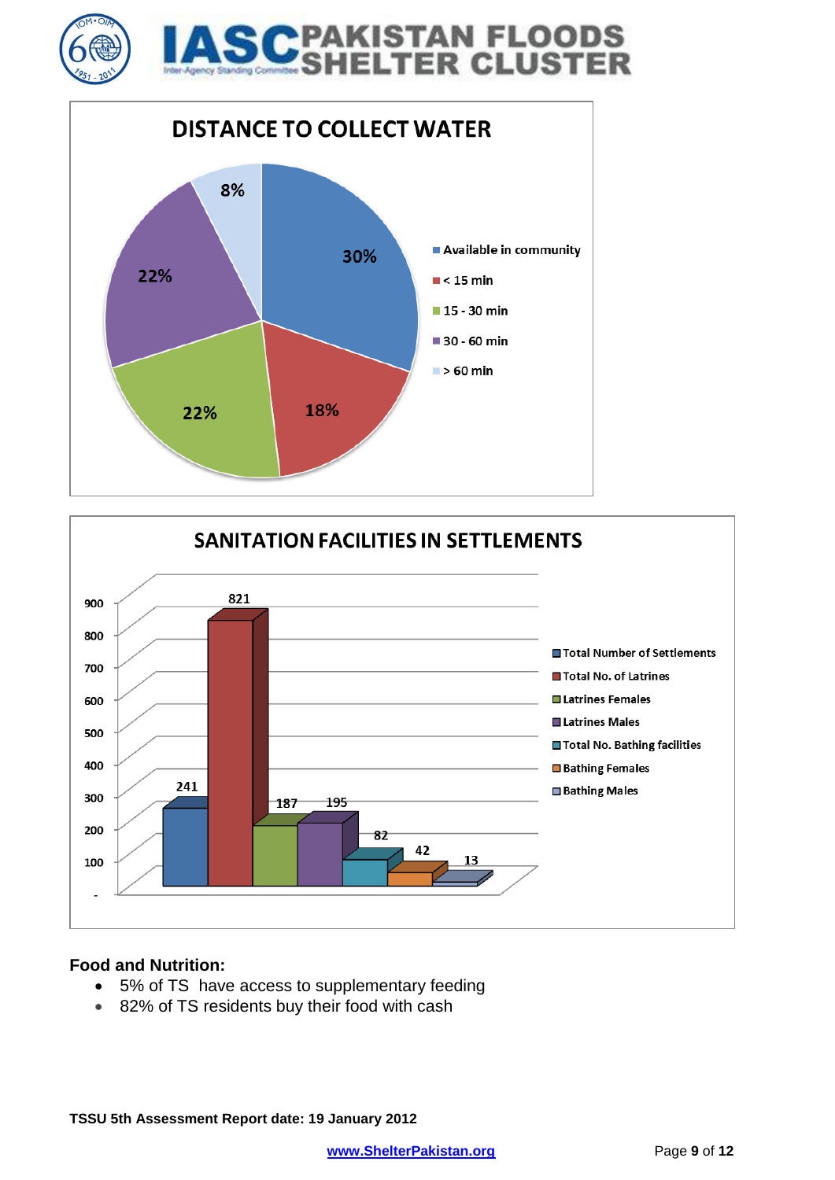## DISTANCE TO COLLECT WATER

| Distance | Percentage |
|---|---|
| Available in community | 30% |
| < 15 min | 18% |
| 15 - 30 min | 22% |
| 30 - 60 min | 22% |
| > 60 min | 8% |

## SANITATION FACILITIES IN SETTLEMENTS

| Category | Number |
|---|---|
| Total Number of Settlements | 241 |
| Total No. of Latrines | 821 |
| Latrines Females | 187 |
| Latrines Males | 195 |
| Total No. Bathing facilities | 82 |
| Bathing Females | 42 |
| Bathing Males | 13 |

**Food and Nutrition:**

- 5% of TS have access to supplementary feeding
- 82% of TS residents buy their food with cash

**TSSU 5th Assessment Report date: 19 January 2012**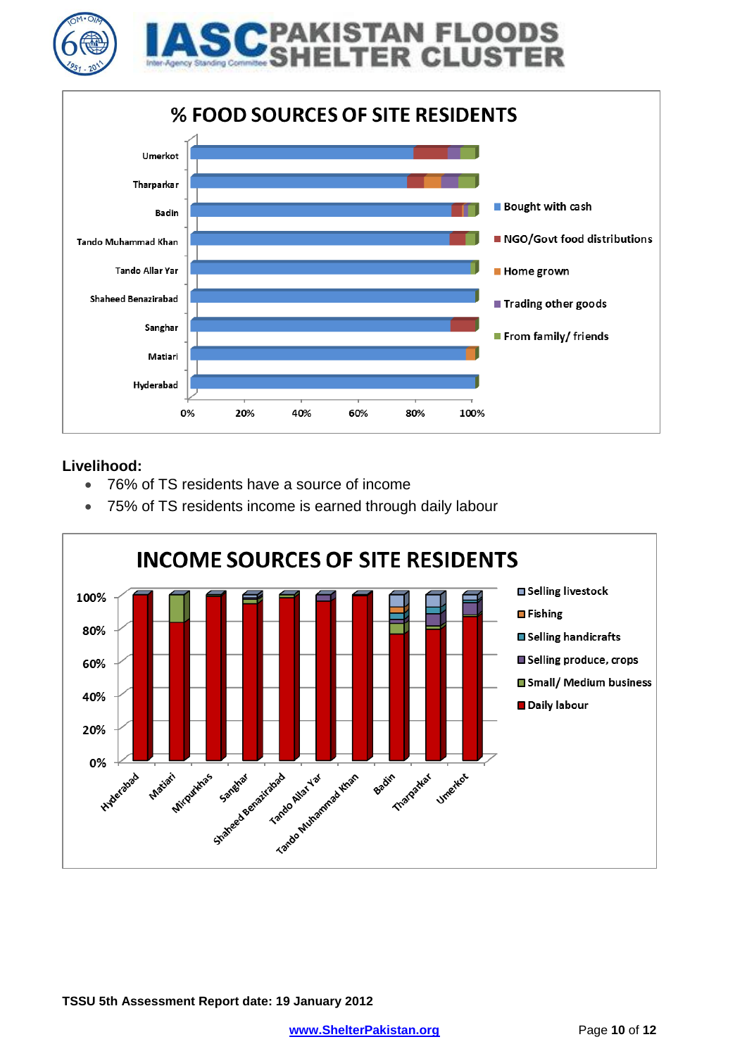**% FOOD SOURCES OF SITE RESIDENTS**

Legend: Bought with cash; NGO/Govt food distributions; Home grown; Trading other goods; From family/ friends

Districts: Umerkot, Tharparkar, Badin, Tando Muhammad Khan, Tando Allar Yar, Shaheed Benazirabad, Sanghar, Matiari, Hyderabad

## Livelihood:

- 76% of TS residents have a source of income
- 75% of TS residents income is earned through daily labour

**INCOME SOURCES OF SITE RESIDENTS**

Legend: Selling livestock; Fishing; Selling handicrafts; Selling produce, crops; Small/ Medium business; Daily labour

Districts: Hyderabad, Matiari, Mirpurkhas, Sanghar, Shaheed Benazirabad, Tando Allar Yar, Tando Muhammad Khan, Badin, Tharparkar, Umerkot

TSSU 5th Assessment Report date: 19 January 2012

www.ShelterPakistan.org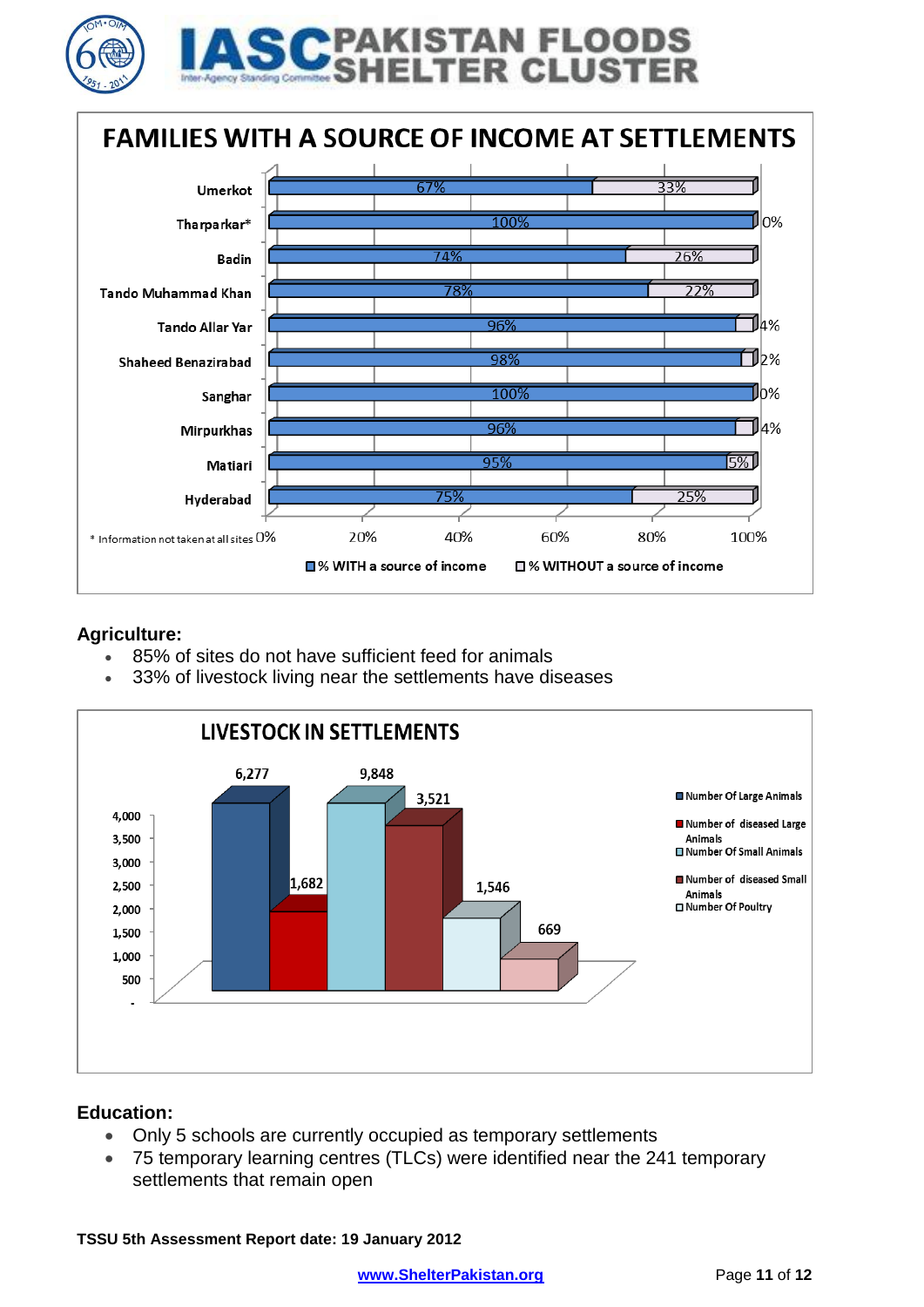## FAMILIES WITH A SOURCE OF INCOME AT SETTLEMENTS

| District | % WITH a source of income | % WITHOUT a source of income |
|---|---|---|
| Umerkot | 67% | 33% |
| Tharparkar* | 100% | 0% |
| Badin | 74% | 26% |
| Tando Muhammad Khan | 78% | 22% |
| Tando Allar Yar | 96% | 4% |
| Shaheed Benazirabad | 98% | 2% |
| Sanghar | 100% | 0% |
| Mirpurkhas | 96% | 4% |
| Matiari | 95% | 5% |
| Hyderabad | 75% | 25% |

* Information not taken at all sites

## Agriculture:

- 85% of sites do not have sufficient feed for animals
- 33% of livestock living near the settlements have diseases

## LIVESTOCK IN SETTLEMENTS

| Category | Number |
|---|---|
| Number Of Large Animals | 6,277 |
| Number of diseased Large Animals | 1,682 |
| Number Of Small Animals | 9,848 |
| Number of diseased Small Animals | 3,521 |
| Number Of Poultry | 1,546 |
| (unlabelled) | 669 |

## Education:

- Only 5 schools are currently occupied as temporary settlements
- 75 temporary learning centres (TLCs) were identified near the 241 temporary settlements that remain open

**TSSU 5th Assessment Report date: 19 January 2012**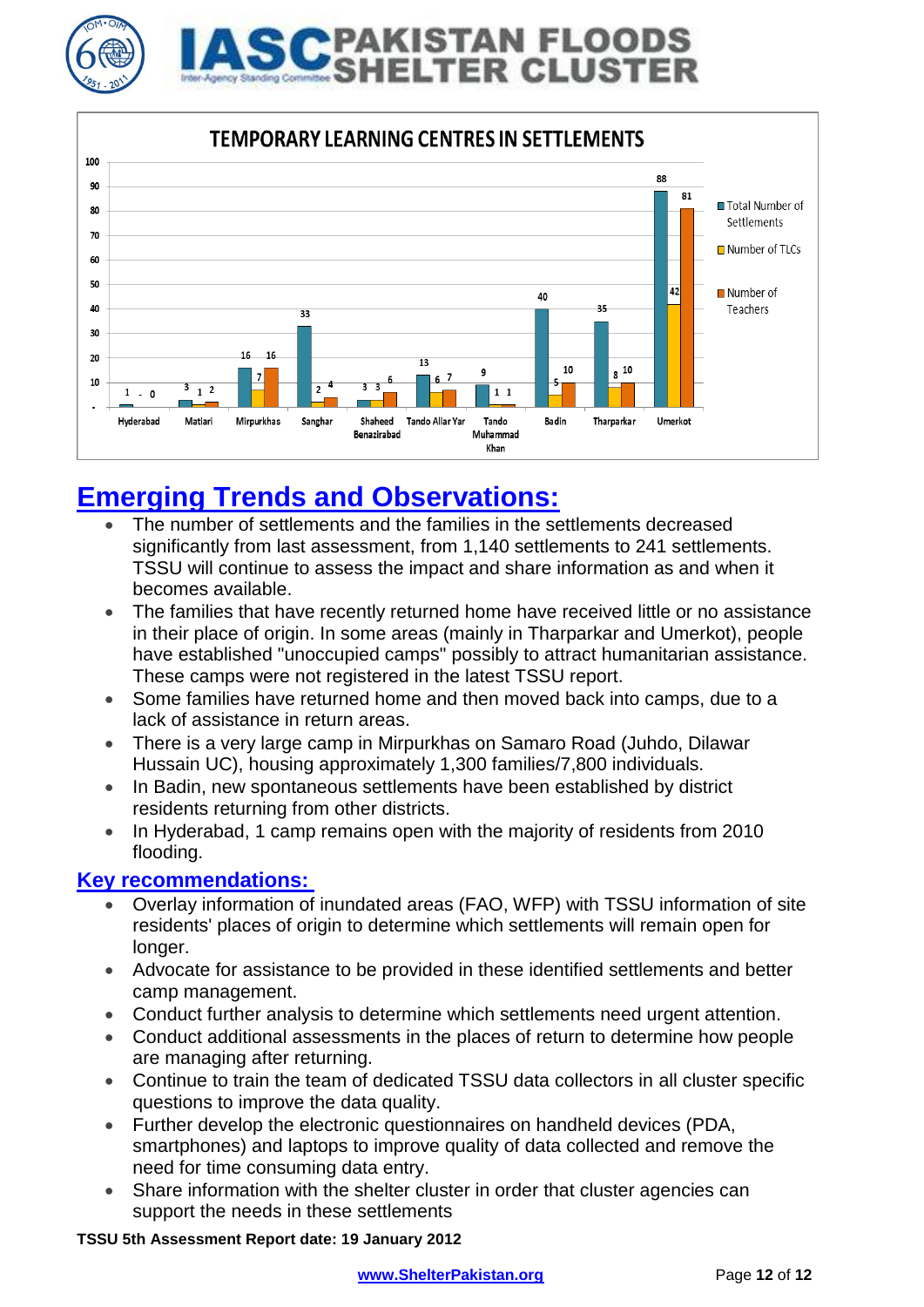TEMPORARY LEARNING CENTRES IN SETTLEMENTS

100
90
80
70
60
50
40
30
20
10
-

1 - 0
3 1 2
16 7 16
33 2 4
3 3 6
13 6 7
9 1 1
40 5 10
35 8 10
88 42 81

Hyderabad
Matiari
Mirpurkhas
Sanghar
Shaheed Benazirabad
Tando Allar Yar
Tando Muhammad Khan
Badin
Tharparkar
Umerkot

Total Number of Settlements
Number of TLCs
Number of Teachers

# Emerging Trends and Observations:

- The number of settlements and the families in the settlements decreased significantly from last assessment, from 1,140 settlements to 241 settlements. TSSU will continue to assess the impact and share information as and when it becomes available.
- The families that have recently returned home have received little or no assistance in their place of origin. In some areas (mainly in Tharparkar and Umerkot), people have established "unoccupied camps" possibly to attract humanitarian assistance. These camps were not registered in the latest TSSU report.
- Some families have returned home and then moved back into camps, due to a lack of assistance in return areas.
- There is a very large camp in Mirpurkhas on Samaro Road (Juhdo, Dilawar Hussain UC), housing approximately 1,300 families/7,800 individuals.
- In Badin, new spontaneous settlements have been established by district residents returning from other districts.
- In Hyderabad, 1 camp remains open with the majority of residents from 2010 flooding.

## Key recommendations:

- Overlay information of inundated areas (FAO, WFP) with TSSU information of site residents' places of origin to determine which settlements will remain open for longer.
- Advocate for assistance to be provided in these identified settlements and better camp management.
- Conduct further analysis to determine which settlements need urgent attention.
- Conduct additional assessments in the places of return to determine how people are managing after returning.
- Continue to train the team of dedicated TSSU data collectors in all cluster specific questions to improve the data quality.
- Further develop the electronic questionnaires on handheld devices (PDA, smartphones) and laptops to improve quality of data collected and remove the need for time consuming data entry.
- Share information with the shelter cluster in order that cluster agencies can support the needs in these settlements

**TSSU 5th Assessment Report date: 19 January 2012**